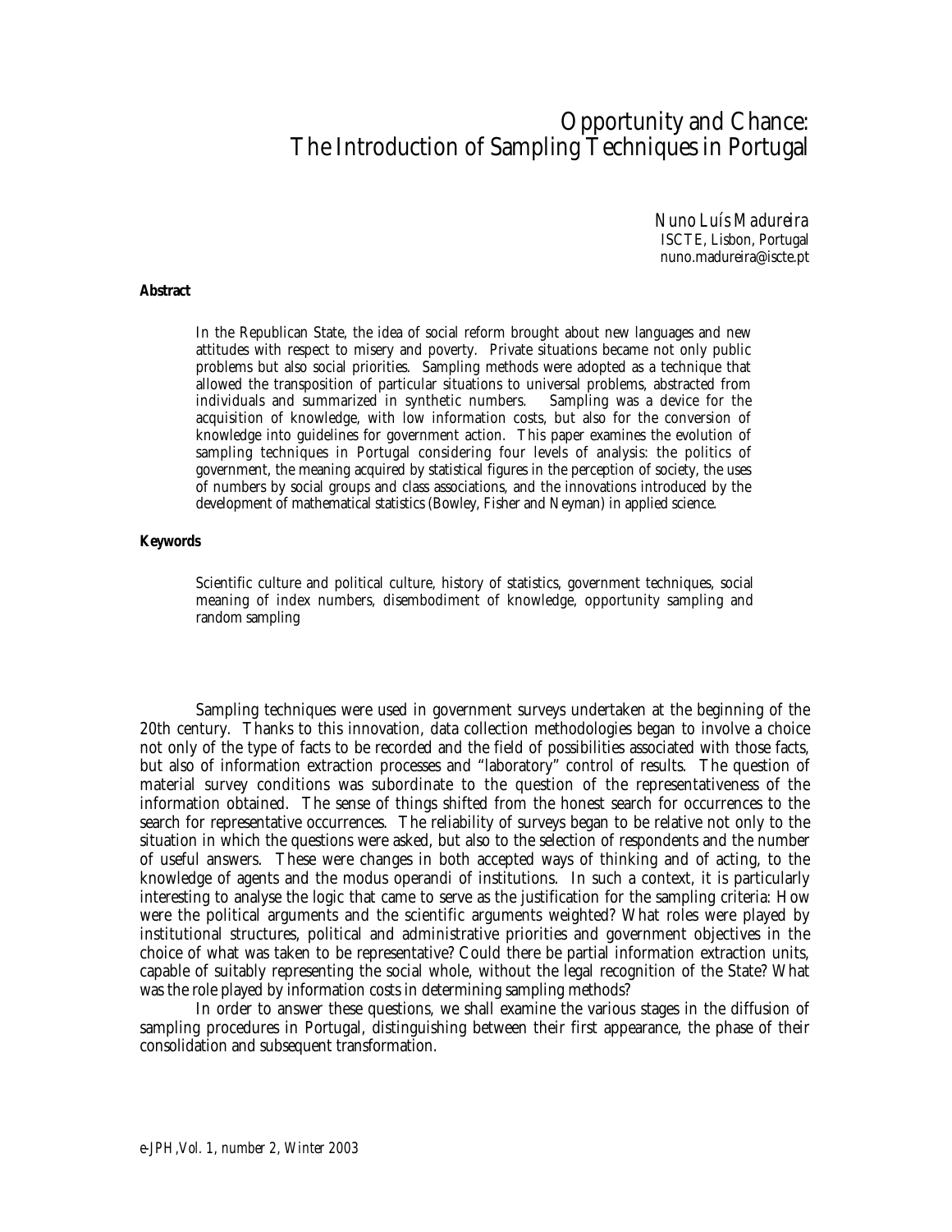# Opportunity and Chance: The Introduction of Sampling Techniques in Portugal

*Nuno Luís Madureira*
ISCTE, Lisbon, Portugal
nuno.madureira@iscte.pt

**Abstract**

In the Republican State, the idea of social reform brought about new languages and new attitudes with respect to misery and poverty. Private situations became not only public problems but also social priorities. Sampling methods were adopted as a technique that allowed the transposition of particular situations to universal problems, abstracted from individuals and summarized in synthetic numbers. Sampling was a device for the acquisition of knowledge, with low information costs, but also for the conversion of knowledge into guidelines for government action. This paper examines the evolution of sampling techniques in Portugal considering four levels of analysis: the politics of government, the meaning acquired by statistical figures in the perception of society, the uses of numbers by social groups and class associations, and the innovations introduced by the development of mathematical statistics (Bowley, Fisher and Neyman) in applied science.

**Keywords**

Scientific culture and political culture, history of statistics, government techniques, social meaning of index numbers, disembodiment of knowledge, opportunity sampling and random sampling

Sampling techniques were used in government surveys undertaken at the beginning of the 20th century. Thanks to this innovation, data collection methodologies began to involve a choice not only of the type of facts to be recorded and the field of possibilities associated with those facts, but also of information extraction processes and "laboratory" control of results. The question of material survey conditions was subordinate to the question of the representativeness of the information obtained. The sense of things shifted from the honest search for occurrences to the search for representative occurrences. The reliability of surveys began to be relative not only to the situation in which the questions were asked, but also to the selection of respondents and the number of useful answers. These were changes in both accepted ways of thinking and of acting, to the knowledge of agents and the modus operandi of institutions. In such a context, it is particularly interesting to analyse the logic that came to serve as the justification for the sampling criteria: How were the political arguments and the scientific arguments weighted? What roles were played by institutional structures, political and administrative priorities and government objectives in the choice of what was taken to be representative? Could there be partial information extraction units, capable of suitably representing the social whole, without the legal recognition of the State? What was the role played by information costs in determining sampling methods?

In order to answer these questions, we shall examine the various stages in the diffusion of sampling procedures in Portugal, distinguishing between their first appearance, the phase of their consolidation and subsequent transformation.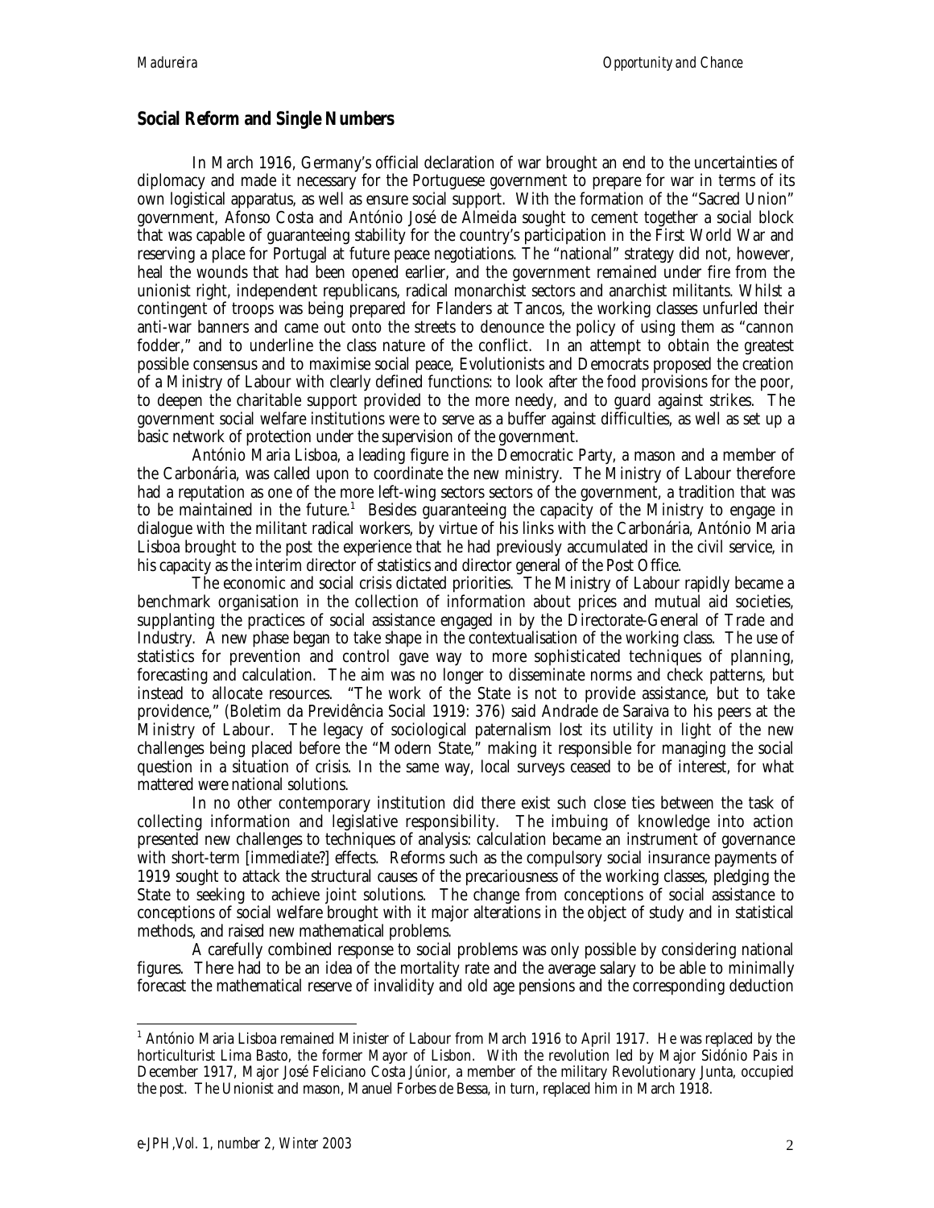## Social Reform and Single Numbers

In March 1916, Germany's official declaration of war brought an end to the uncertainties of diplomacy and made it necessary for the Portuguese government to prepare for war in terms of its own logistical apparatus, as well as ensure social support. With the formation of the "Sacred Union" government, Afonso Costa and António José de Almeida sought to cement together a social block that was capable of guaranteeing stability for the country's participation in the First World War and reserving a place for Portugal at future peace negotiations. The "national" strategy did not, however, heal the wounds that had been opened earlier, and the government remained under fire from the unionist right, independent republicans, radical monarchist sectors and anarchist militants. Whilst a contingent of troops was being prepared for Flanders at Tancos, the working classes unfurled their anti-war banners and came out onto the streets to denounce the policy of using them as "cannon fodder," and to underline the class nature of the conflict. In an attempt to obtain the greatest possible consensus and to maximise social peace, Evolutionists and Democrats proposed the creation of a Ministry of Labour with clearly defined functions: to look after the food provisions for the poor, to deepen the charitable support provided to the more needy, and to guard against strikes. The government social welfare institutions were to serve as a buffer against difficulties, as well as set up a basic network of protection under the supervision of the government.

António Maria Lisboa, a leading figure in the Democratic Party, a mason and a member of the Carbonária, was called upon to coordinate the new ministry. The Ministry of Labour therefore had a reputation as one of the more left-wing sectors sectors of the government, a tradition that was to be maintained in the future.[1] Besides guaranteeing the capacity of the Ministry to engage in dialogue with the militant radical workers, by virtue of his links with the Carbonária, António Maria Lisboa brought to the post the experience that he had previously accumulated in the civil service, in his capacity as the interim director of statistics and director general of the Post Office.

The economic and social crisis dictated priorities. The Ministry of Labour rapidly became a benchmark organisation in the collection of information about prices and mutual aid societies, supplanting the practices of social assistance engaged in by the Directorate-General of Trade and Industry. A new phase began to take shape in the contextualisation of the working class. The use of statistics for prevention and control gave way to more sophisticated techniques of planning, forecasting and calculation. The aim was no longer to disseminate norms and check patterns, but instead to allocate resources. "The work of the State is not to provide assistance, but to take providence," (Boletim da Previdência Social 1919: 376) said Andrade de Saraiva to his peers at the Ministry of Labour. The legacy of sociological paternalism lost its utility in light of the new challenges being placed before the "Modern State," making it responsible for managing the social question in a situation of crisis. In the same way, local surveys ceased to be of interest, for what mattered were national solutions.

In no other contemporary institution did there exist such close ties between the task of collecting information and legislative responsibility. The imbuing of knowledge into action presented new challenges to techniques of analysis: calculation became an instrument of governance with short-term [immediate?] effects. Reforms such as the compulsory social insurance payments of 1919 sought to attack the structural causes of the precariousness of the working classes, pledging the State to seeking to achieve joint solutions. The change from conceptions of social assistance to conceptions of social welfare brought with it major alterations in the object of study and in statistical methods, and raised new mathematical problems.

A carefully combined response to social problems was only possible by considering national figures. There had to be an idea of the mortality rate and the average salary to be able to minimally forecast the mathematical reserve of invalidity and old age pensions and the corresponding deduction

---

[1] António Maria Lisboa remained Minister of Labour from March 1916 to April 1917. He was replaced by the horticulturist Lima Basto, the former Mayor of Lisbon. With the revolution led by Major Sidónio Pais in December 1917, Major José Feliciano Costa Júnior, a member of the military Revolutionary Junta, occupied the post. The Unionist and mason, Manuel Forbes de Bessa, in turn, replaced him in March 1918.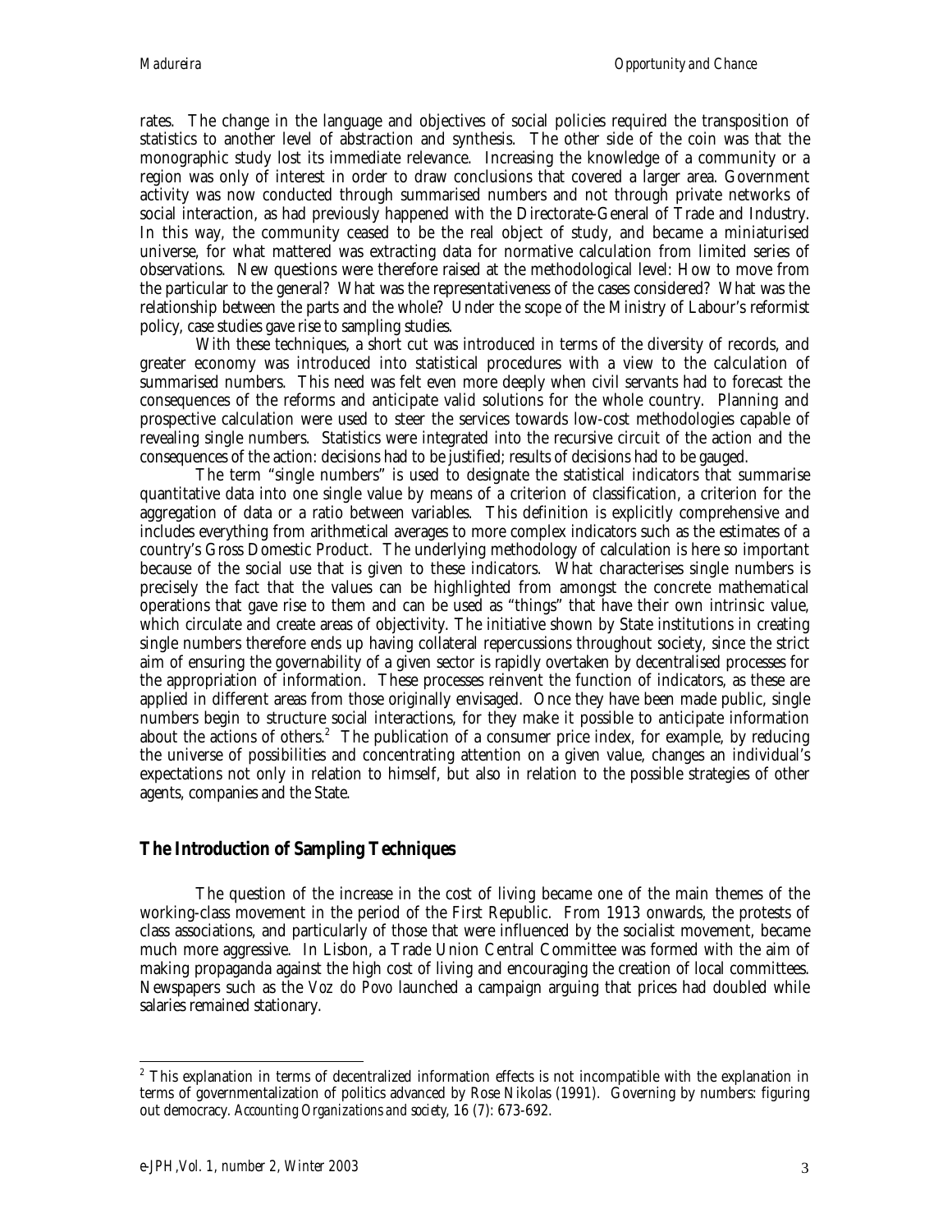rates. The change in the language and objectives of social policies required the transposition of statistics to another level of abstraction and synthesis. The other side of the coin was that the monographic study lost its immediate relevance. Increasing the knowledge of a community or a region was only of interest in order to draw conclusions that covered a larger area. Government activity was now conducted through summarised numbers and not through private networks of social interaction, as had previously happened with the Directorate-General of Trade and Industry. In this way, the community ceased to be the real object of study, and became a miniaturised universe, for what mattered was extracting data for normative calculation from limited series of observations. New questions were therefore raised at the methodological level: How to move from the particular to the general? What was the representativeness of the cases considered? What was the relationship between the parts and the whole? Under the scope of the Ministry of Labour's reformist policy, case studies gave rise to sampling studies.

With these techniques, a short cut was introduced in terms of the diversity of records, and greater economy was introduced into statistical procedures with a view to the calculation of summarised numbers. This need was felt even more deeply when civil servants had to forecast the consequences of the reforms and anticipate valid solutions for the whole country. Planning and prospective calculation were used to steer the services towards low-cost methodologies capable of revealing single numbers. Statistics were integrated into the recursive circuit of the action and the consequences of the action: decisions had to be justified; results of decisions had to be gauged.

The term "single numbers" is used to designate the statistical indicators that summarise quantitative data into one single value by means of a criterion of classification, a criterion for the aggregation of data or a ratio between variables. This definition is explicitly comprehensive and includes everything from arithmetical averages to more complex indicators such as the estimates of a country's Gross Domestic Product. The underlying methodology of calculation is here so important because of the social use that is given to these indicators. What characterises single numbers is precisely the fact that the values can be highlighted from amongst the concrete mathematical operations that gave rise to them and can be used as "things" that have their own intrinsic value, which circulate and create areas of objectivity. The initiative shown by State institutions in creating single numbers therefore ends up having collateral repercussions throughout society, since the strict aim of ensuring the governability of a given sector is rapidly overtaken by decentralised processes for the appropriation of information. These processes reinvent the function of indicators, as these are applied in different areas from those originally envisaged. Once they have been made public, single numbers begin to structure social interactions, for they make it possible to anticipate information about the actions of others.[2] The publication of a consumer price index, for example, by reducing the universe of possibilities and concentrating attention on a given value, changes an individual's expectations not only in relation to himself, but also in relation to the possible strategies of other agents, companies and the State.

## The Introduction of Sampling Techniques

The question of the increase in the cost of living became one of the main themes of the working-class movement in the period of the First Republic. From 1913 onwards, the protests of class associations, and particularly of those that were influenced by the socialist movement, became much more aggressive. In Lisbon, a Trade Union Central Committee was formed with the aim of making propaganda against the high cost of living and encouraging the creation of local committees. Newspapers such as the *Voz do Povo* launched a campaign arguing that prices had doubled while salaries remained stationary.

---

[2] This explanation in terms of decentralized information effects is not incompatible with the explanation in terms of governmentalization of politics advanced by Rose Nikolas (1991). Governing by numbers: figuring out democracy. *Accounting Organizations and society*, 16 (7): 673-692.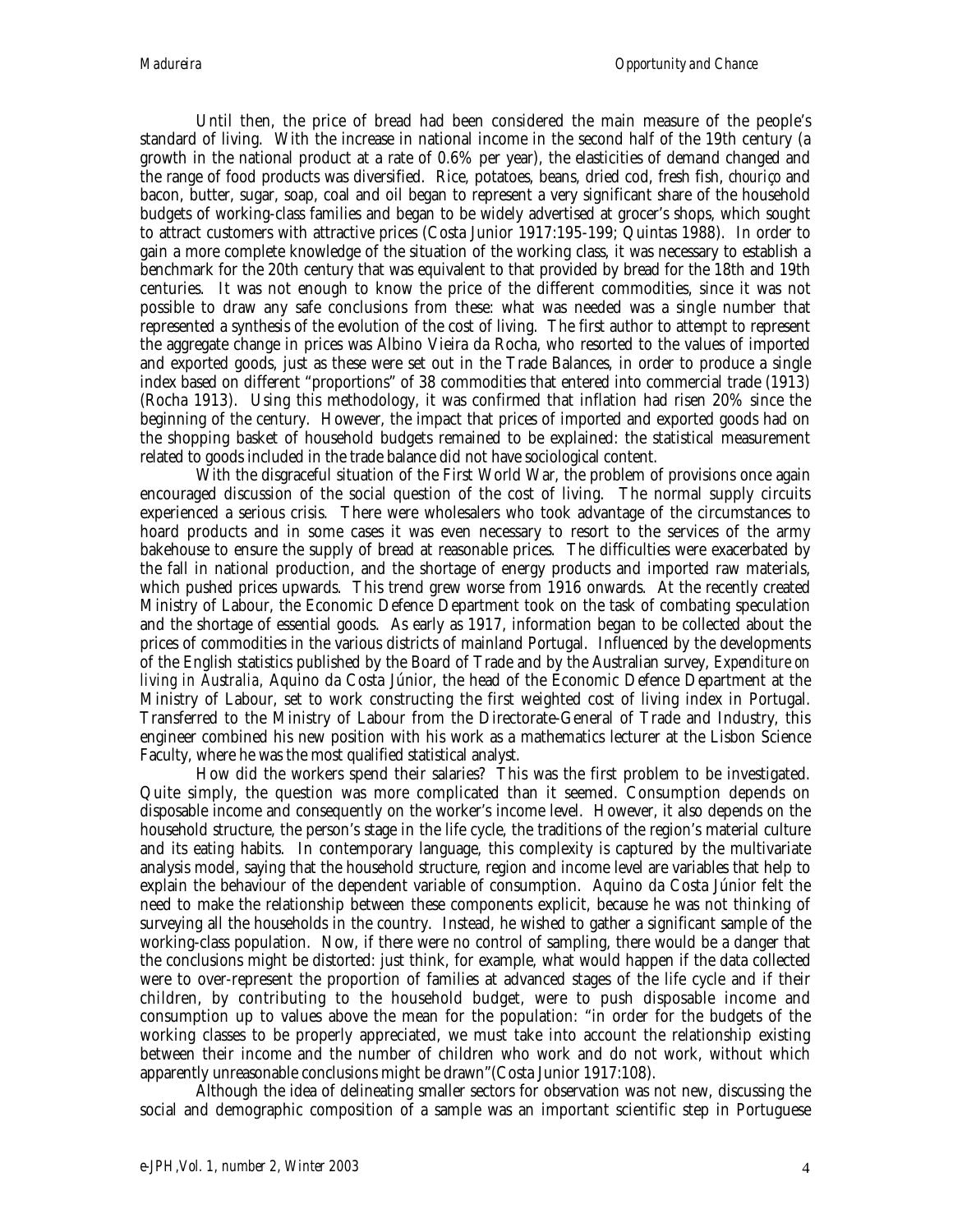Until then, the price of bread had been considered the main measure of the people's standard of living. With the increase in national income in the second half of the 19th century (a growth in the national product at a rate of 0.6% per year), the elasticities of demand changed and the range of food products was diversified. Rice, potatoes, beans, dried cod, fresh fish, *chouriço* and bacon, butter, sugar, soap, coal and oil began to represent a very significant share of the household budgets of working-class families and began to be widely advertised at grocer's shops, which sought to attract customers with attractive prices (Costa Junior 1917:195-199; Quintas 1988). In order to gain a more complete knowledge of the situation of the working class, it was necessary to establish a benchmark for the 20th century that was equivalent to that provided by bread for the 18th and 19th centuries. It was not enough to know the price of the different commodities, since it was not possible to draw any safe conclusions from these: what was needed was a single number that represented a synthesis of the evolution of the cost of living. The first author to attempt to represent the aggregate change in prices was Albino Vieira da Rocha, who resorted to the values of imported and exported goods, just as these were set out in the Trade Balances, in order to produce a single index based on different "proportions" of 38 commodities that entered into commercial trade (1913) (Rocha 1913). Using this methodology, it was confirmed that inflation had risen 20% since the beginning of the century. However, the impact that prices of imported and exported goods had on the shopping basket of household budgets remained to be explained: the statistical measurement related to goods included in the trade balance did not have sociological content.

With the disgraceful situation of the First World War, the problem of provisions once again encouraged discussion of the social question of the cost of living. The normal supply circuits experienced a serious crisis. There were wholesalers who took advantage of the circumstances to hoard products and in some cases it was even necessary to resort to the services of the army bakehouse to ensure the supply of bread at reasonable prices. The difficulties were exacerbated by the fall in national production, and the shortage of energy products and imported raw materials, which pushed prices upwards. This trend grew worse from 1916 onwards. At the recently created Ministry of Labour, the Economic Defence Department took on the task of combating speculation and the shortage of essential goods. As early as 1917, information began to be collected about the prices of commodities in the various districts of mainland Portugal. Influenced by the developments of the English statistics published by the Board of Trade and by the Australian survey, *Expenditure on living in Australia*, Aquino da Costa Júnior, the head of the Economic Defence Department at the Ministry of Labour, set to work constructing the first weighted cost of living index in Portugal. Transferred to the Ministry of Labour from the Directorate-General of Trade and Industry, this engineer combined his new position with his work as a mathematics lecturer at the Lisbon Science Faculty, where he was the most qualified statistical analyst.

How did the workers spend their salaries? This was the first problem to be investigated. Quite simply, the question was more complicated than it seemed. Consumption depends on disposable income and consequently on the worker's income level. However, it also depends on the household structure, the person's stage in the life cycle, the traditions of the region's material culture and its eating habits. In contemporary language, this complexity is captured by the multivariate analysis model, saying that the household structure, region and income level are variables that help to explain the behaviour of the dependent variable of consumption. Aquino da Costa Júnior felt the need to make the relationship between these components explicit, because he was not thinking of surveying all the households in the country. Instead, he wished to gather a significant sample of the working-class population. Now, if there were no control of sampling, there would be a danger that the conclusions might be distorted: just think, for example, what would happen if the data collected were to over-represent the proportion of families at advanced stages of the life cycle and if their children, by contributing to the household budget, were to push disposable income and consumption up to values above the mean for the population: "in order for the budgets of the working classes to be properly appreciated, we must take into account the relationship existing between their income and the number of children who work and do not work, without which apparently unreasonable conclusions might be drawn"(Costa Junior 1917:108).

Although the idea of delineating smaller sectors for observation was not new, discussing the social and demographic composition of a sample was an important scientific step in Portuguese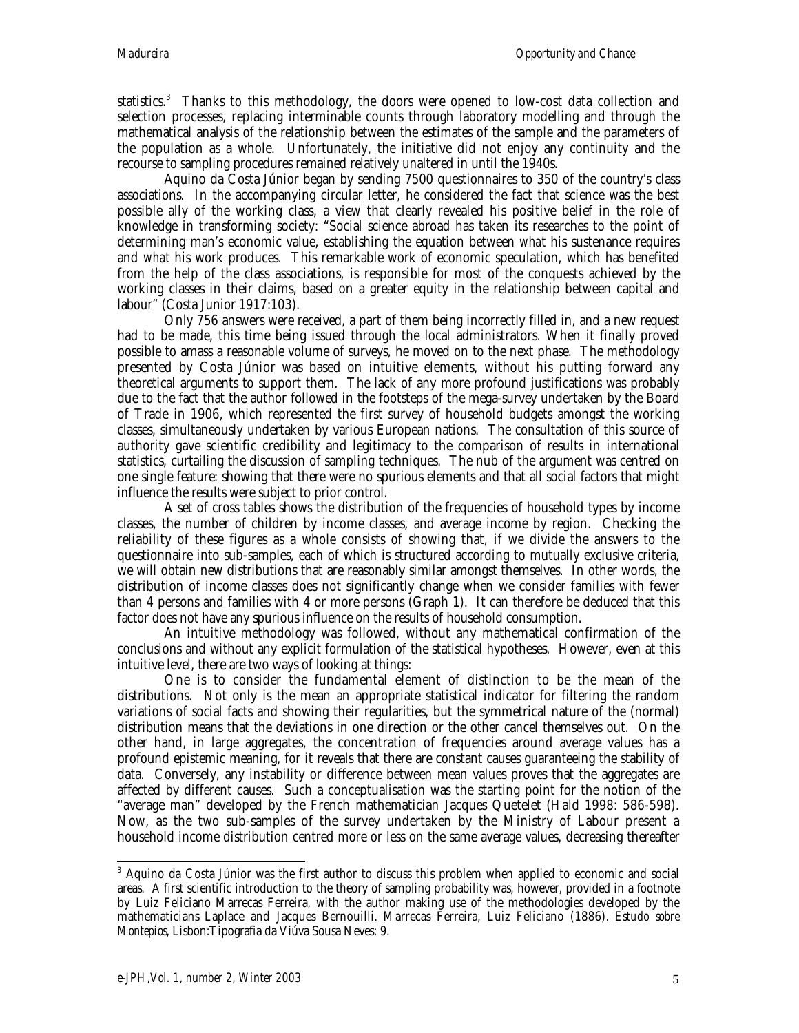statistics.[3] Thanks to this methodology, the doors were opened to low-cost data collection and selection processes, replacing interminable counts through laboratory modelling and through the mathematical analysis of the relationship between the estimates of the sample and the parameters of the population as a whole. Unfortunately, the initiative did not enjoy any continuity and the recourse to sampling procedures remained relatively unaltered in until the 1940s.

Aquino da Costa Júnior began by sending 7500 questionnaires to 350 of the country's class associations. In the accompanying circular letter, he considered the fact that science was the best possible ally of the working class, a view that clearly revealed his positive belief in the role of knowledge in transforming society: "Social science abroad has taken its researches to the point of determining man's economic value, establishing the equation between *what* his sustenance requires and *what* his work produces. This remarkable work of economic speculation, which has benefited from the help of the class associations, is responsible for most of the conquests achieved by the working classes in their claims, based on a greater equity in the relationship between capital and labour" (Costa Junior 1917:103).

Only 756 answers were received, a part of them being incorrectly filled in, and a new request had to be made, this time being issued through the local administrators. When it finally proved possible to amass a reasonable volume of surveys, he moved on to the next phase. The methodology presented by Costa Júnior was based on intuitive elements, without his putting forward any theoretical arguments to support them. The lack of any more profound justifications was probably due to the fact that the author followed in the footsteps of the mega-survey undertaken by the Board of Trade in 1906, which represented the first survey of household budgets amongst the working classes, simultaneously undertaken by various European nations. The consultation of this source of authority gave scientific credibility and legitimacy to the comparison of results in international statistics, curtailing the discussion of sampling techniques. The nub of the argument was centred on one single feature: showing that there were no spurious elements and that all social factors that might influence the results were subject to prior control.

A set of cross tables shows the distribution of the frequencies of household types by income classes, the number of children by income classes, and average income by region. Checking the reliability of these figures as a whole consists of showing that, if we divide the answers to the questionnaire into sub-samples, each of which is structured according to mutually exclusive criteria, we will obtain new distributions that are reasonably similar amongst themselves. In other words, the distribution of income classes does not significantly change when we consider families with fewer than 4 persons and families with 4 or more persons (Graph 1). It can therefore be deduced that this factor does not have any spurious influence on the results of household consumption.

An intuitive methodology was followed, without any mathematical confirmation of the conclusions and without any explicit formulation of the statistical hypotheses. However, even at this intuitive level, there are two ways of looking at things:

One is to consider the fundamental element of distinction to be the mean of the distributions. Not only is the mean an appropriate statistical indicator for filtering the random variations of social facts and showing their regularities, but the symmetrical nature of the (normal) distribution means that the deviations in one direction or the other cancel themselves out. On the other hand, in large aggregates, the concentration of frequencies around average values has a profound epistemic meaning, for it reveals that there are constant causes guaranteeing the stability of data. Conversely, any instability or difference between mean values proves that the aggregates are affected by different causes. Such a conceptualisation was the starting point for the notion of the "average man" developed by the French mathematician Jacques Quetelet (Hald 1998: 586-598). Now, as the two sub-samples of the survey undertaken by the Ministry of Labour present a household income distribution centred more or less on the same average values, decreasing thereafter

---

[3] Aquino da Costa Júnior was the first author to discuss this problem when applied to economic and social areas. A first scientific introduction to the theory of sampling probability was, however, provided in a footnote by Luiz Feliciano Marrecas Ferreira, with the author making use of the methodologies developed by the mathematicians Laplace and Jacques Bernouilli. Marrecas Ferreira, Luiz Feliciano (1886). *Estudo sobre Montepios*, Lisbon:Tipografia da Viúva Sousa Neves: 9.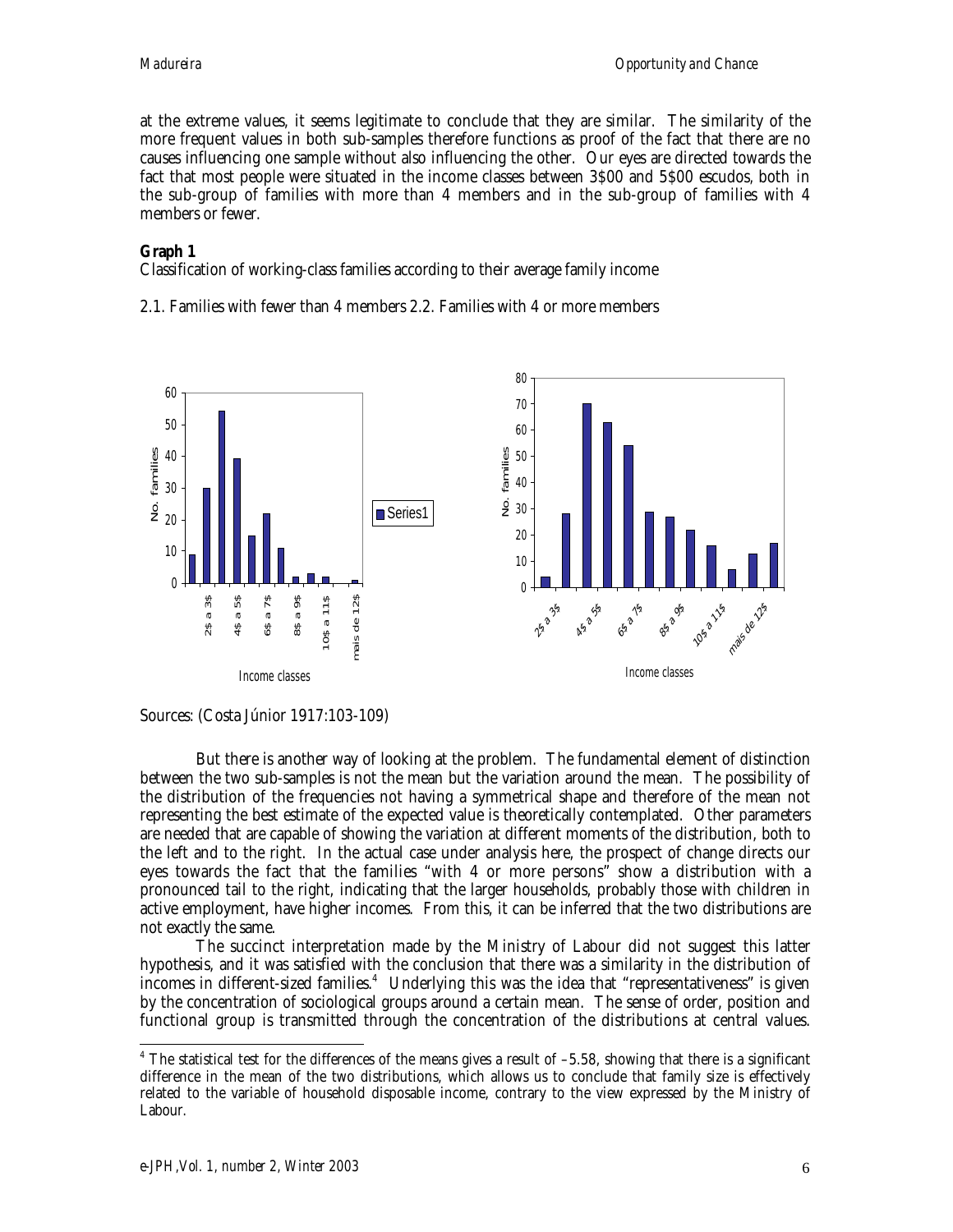at the extreme values, it seems legitimate to conclude that they are similar. The similarity of the more frequent values in both sub-samples therefore functions as proof of the fact that there are no causes influencing one sample without also influencing the other. Our eyes are directed towards the fact that most people were situated in the income classes between 3$00 and 5$00 escudos, both in the sub-group of families with more than 4 members and in the sub-group of families with 4 members or fewer.

**Graph 1**

Classification of working-class families according to their average family income

2.1. Families with fewer than 4 members 2.2. Families with 4 or more members

Sources: (Costa Júnior 1917:103-109)

But there is another way of looking at the problem. The fundamental element of distinction between the two sub-samples is not the mean but the variation around the mean. The possibility of the distribution of the frequencies not having a symmetrical shape and therefore of the mean not representing the best estimate of the expected value is theoretically contemplated. Other parameters are needed that are capable of showing the variation at different moments of the distribution, both to the left and to the right. In the actual case under analysis here, the prospect of change directs our eyes towards the fact that the families "with 4 or more persons" show a distribution with a pronounced tail to the right, indicating that the larger households, probably those with children in active employment, have higher incomes. From this, it can be inferred that the two distributions are not exactly the same.

The succinct interpretation made by the Ministry of Labour did not suggest this latter hypothesis, and it was satisfied with the conclusion that there was a similarity in the distribution of incomes in different-sized families.[4] Underlying this was the idea that "representativeness" is given by the concentration of sociological groups around a certain mean. The sense of order, position and functional group is transmitted through the concentration of the distributions at central values.

[4] The statistical test for the differences of the means gives a result of –5.58, showing that there is a significant difference in the mean of the two distributions, which allows us to conclude that family size is effectively related to the variable of household disposable income, contrary to the view expressed by the Ministry of Labour.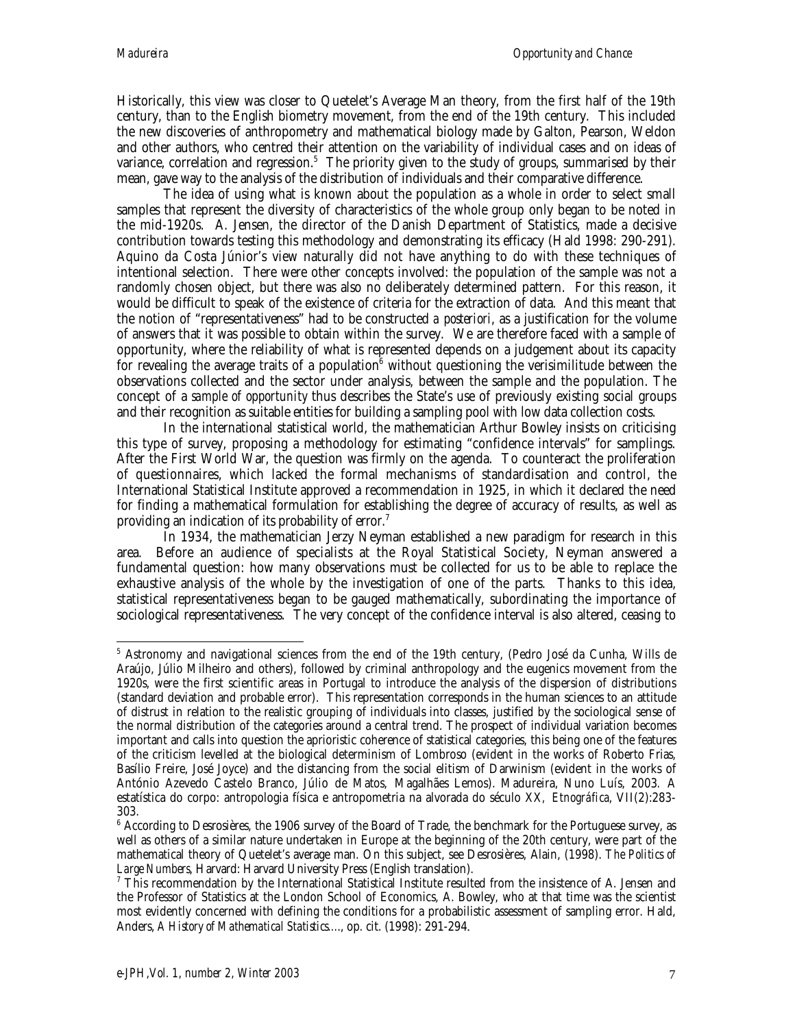Historically, this view was closer to Quetelet's Average Man theory, from the first half of the 19th century, than to the English biometry movement, from the end of the 19th century. This included the new discoveries of anthropometry and mathematical biology made by Galton, Pearson, Weldon and other authors, who centred their attention on the variability of individual cases and on ideas of variance, correlation and regression.[5] The priority given to the study of groups, summarised by their mean, gave way to the analysis of the distribution of individuals and their comparative difference.

The idea of using what is known about the population as a whole in order to select small samples that represent the diversity of characteristics of the whole group only began to be noted in the mid-1920s. A. Jensen, the director of the Danish Department of Statistics, made a decisive contribution towards testing this methodology and demonstrating its efficacy (Hald 1998: 290-291). Aquino da Costa Júnior's view naturally did not have anything to do with these techniques of intentional selection. There were other concepts involved: the population of the sample was not a randomly chosen object, but there was also no deliberately determined pattern. For this reason, it would be difficult to speak of the existence of criteria for the extraction of data. And this meant that the notion of "representativeness" had to be constructed *a posteriori*, as a justification for the volume of answers that it was possible to obtain within the survey. We are therefore faced with a sample of opportunity, where the reliability of what is represented depends on a judgement about its capacity for revealing the average traits of a population[6] without questioning the verisimilitude between the observations collected and the sector under analysis, between the sample and the population. The concept of a *sample of opportunity* thus describes the State's use of previously existing social groups and their recognition as suitable entities for building a sampling pool with low data collection costs.

In the international statistical world, the mathematician Arthur Bowley insists on criticising this type of survey, proposing a methodology for estimating "confidence intervals" for samplings. After the First World War, the question was firmly on the agenda. To counteract the proliferation of questionnaires, which lacked the formal mechanisms of standardisation and control, the International Statistical Institute approved a recommendation in 1925, in which it declared the need for finding a mathematical formulation for establishing the degree of accuracy of results, as well as providing an indication of its probability of error.[7]

In 1934, the mathematician Jerzy Neyman established a new paradigm for research in this area. Before an audience of specialists at the Royal Statistical Society, Neyman answered a fundamental question: how many observations must be collected for us to be able to replace the exhaustive analysis of the whole by the investigation of one of the parts. Thanks to this idea, statistical representativeness began to be gauged mathematically, subordinating the importance of sociological representativeness. The very concept of the confidence interval is also altered, ceasing to

---

[5] Astronomy and navigational sciences from the end of the 19th century, (Pedro José da Cunha, Wills de Araújo, Júlio Milheiro and others), followed by criminal anthropology and the eugenics movement from the 1920s, were the first scientific areas in Portugal to introduce the analysis of the dispersion of distributions (standard deviation and probable error). This representation corresponds in the human sciences to an attitude of distrust in relation to the realistic grouping of individuals into classes, justified by the sociological sense of the normal distribution of the categories around a central trend. The prospect of individual variation becomes important and calls into question the aprioristic coherence of statistical categories, this being one of the features of the criticism levelled at the biological determinism of Lombroso (evident in the works of Roberto Frias, Basílio Freire, José Joyce) and the distancing from the social elitism of Darwinism (evident in the works of António Azevedo Castelo Branco, Júlio de Matos, Magalhães Lemos). Madureira, Nuno Luís, 2003. A estatística do corpo: antropologia física e antropometria na alvorada do século XX, *Etnográfica*, VII(2):283-303.

[6] According to Desrosières, the 1906 survey of the Board of Trade, the benchmark for the Portuguese survey, as well as others of a similar nature undertaken in Europe at the beginning of the 20th century, were part of the mathematical theory of Quetelet's average man. On this subject, see Desrosières, Alain, (1998). *The Politics of Large Numbers*, Harvard: Harvard University Press (English translation).

[7] This recommendation by the International Statistical Institute resulted from the insistence of A. Jensen and the Professor of Statistics at the London School of Economics, A. Bowley, who at that time was the scientist most evidently concerned with defining the conditions for a probabilistic assessment of sampling error. Hald, Anders, *A History of Mathematical Statistics…*, op. cit. (1998): 291-294.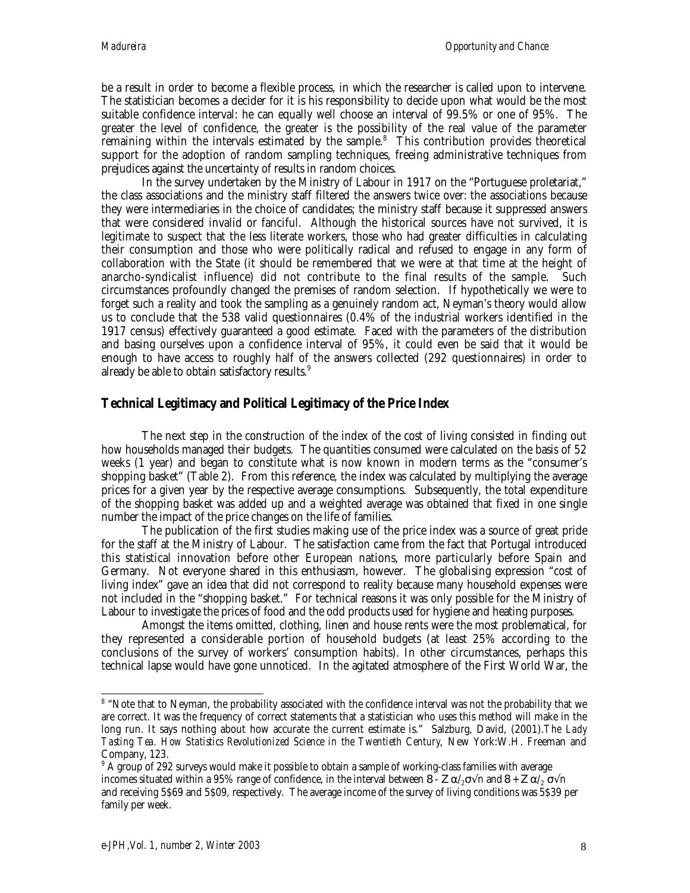be a result in order to become a flexible process, in which the researcher is called upon to intervene. The statistician becomes a decider for it is his responsibility to decide upon what would be the most suitable confidence interval: he can equally well choose an interval of 99.5% or one of 95%. The greater the level of confidence, the greater is the possibility of the real value of the parameter remaining within the intervals estimated by the sample.[8] This contribution provides theoretical support for the adoption of random sampling techniques, freeing administrative techniques from prejudices against the uncertainty of results in random choices.

In the survey undertaken by the Ministry of Labour in 1917 on the "Portuguese proletariat," the class associations and the ministry staff filtered the answers twice over: the associations because they were intermediaries in the choice of candidates; the ministry staff because it suppressed answers that were considered invalid or fanciful. Although the historical sources have not survived, it is legitimate to suspect that the less literate workers, those who had greater difficulties in calculating their consumption and those who were politically radical and refused to engage in any form of collaboration with the State (it should be remembered that we were at that time at the height of anarcho-syndicalist influence) did not contribute to the final results of the sample. Such circumstances profoundly changed the premises of random selection. If hypothetically we were to forget such a reality and took the sampling as a genuinely random act, Neyman's theory would allow us to conclude that the 538 valid questionnaires (0.4% of the industrial workers identified in the 1917 census) effectively guaranteed a good estimate. Faced with the parameters of the distribution and basing ourselves upon a confidence interval of 95%, it could even be said that it would be enough to have access to roughly half of the answers collected (292 questionnaires) in order to already be able to obtain satisfactory results.[9]

## Technical Legitimacy and Political Legitimacy of the Price Index

The next step in the construction of the index of the cost of living consisted in finding out how households managed their budgets. The quantities consumed were calculated on the basis of 52 weeks (1 year) and began to constitute what is now known in modern terms as the "consumer's shopping basket" (Table 2). From this reference, the index was calculated by multiplying the average prices for a given year by the respective average consumptions. Subsequently, the total expenditure of the shopping basket was added up and a weighted average was obtained that fixed in one single number the impact of the price changes on the life of families.

The publication of the first studies making use of the price index was a source of great pride for the staff at the Ministry of Labour. The satisfaction came from the fact that Portugal introduced this statistical innovation before other European nations, more particularly before Spain and Germany. Not everyone shared in this enthusiasm, however. The globalising expression "cost of living index" gave an idea that did not correspond to reality because many household expenses were not included in the "shopping basket." For technical reasons it was only possible for the Ministry of Labour to investigate the prices of food and the odd products used for hygiene and heating purposes.

Amongst the items omitted, clothing, linen and house rents were the most problematical, for they represented a considerable portion of household budgets (at least 25% according to the conclusions of the survey of workers' consumption habits). In other circumstances, perhaps this technical lapse would have gone unnoticed. In the agitated atmosphere of the First World War, the

---

[8] "Note that to Neyman, the probability associated with the confidence interval was not the probability that we are correct. It was the frequency of correct statements that a statistician who uses this method will make in the long run. It says nothing about how accurate the current estimate is." Salzburg, David, (2001).*The Lady Tasting Tea. How Statistics Revolutionized Science in the Twentieth Century*, New York:W.H. Freeman and Company, 123.

[9] A group of 292 surveys would make it possible to obtain a sample of working-class families with average incomes situated within a 95% range of confidence, in the interval between $8 - Z\alpha/_2\sigma\sqrt{n}$ and $8 + Z\alpha/_2\ \sigma\sqrt{n}$ and receiving 5$69 and 5$09, respectively. The average income of the survey of living conditions was 5$39 per family per week.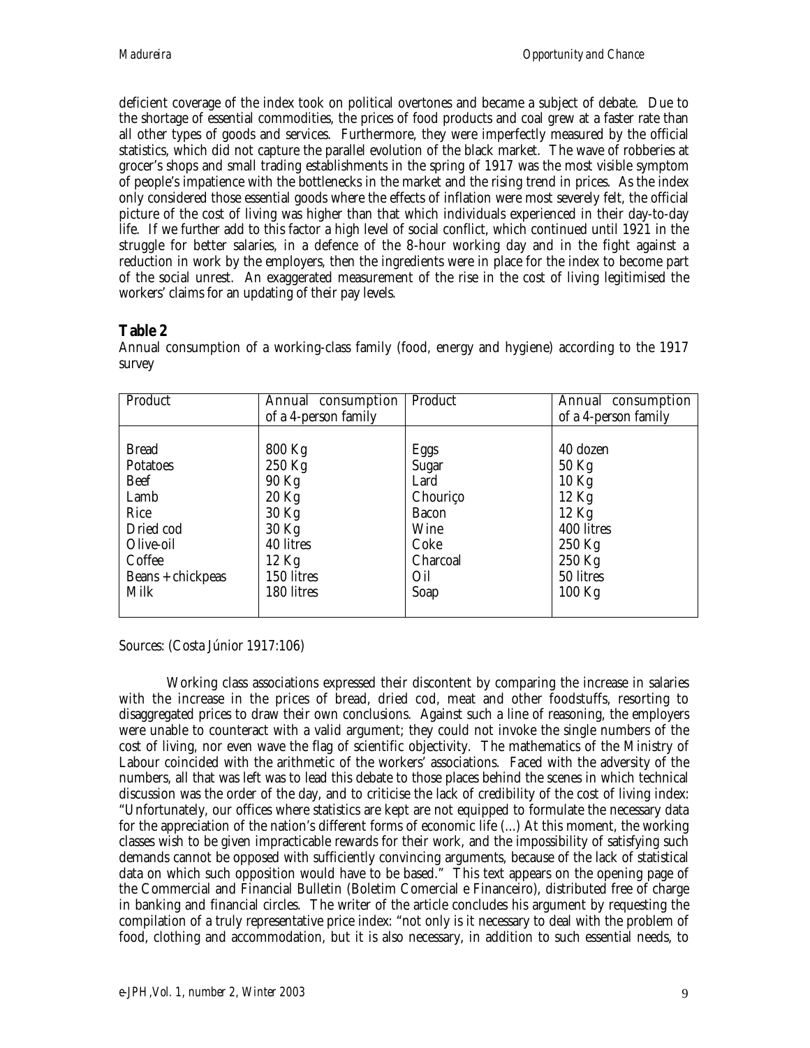deficient coverage of the index took on political overtones and became a subject of debate. Due to the shortage of essential commodities, the prices of food products and coal grew at a faster rate than all other types of goods and services. Furthermore, they were imperfectly measured by the official statistics, which did not capture the parallel evolution of the black market. The wave of robberies at grocer's shops and small trading establishments in the spring of 1917 was the most visible symptom of people's impatience with the bottlenecks in the market and the rising trend in prices. As the index only considered those essential goods where the effects of inflation were most severely felt, the official picture of the cost of living was higher than that which individuals experienced in their day-to-day life. If we further add to this factor a high level of social conflict, which continued until 1921 in the struggle for better salaries, in a defence of the 8-hour working day and in the fight against a reduction in work by the employers, then the ingredients were in place for the index to become part of the social unrest. An exaggerated measurement of the rise in the cost of living legitimised the workers' claims for an updating of their pay levels.

## Table 2

Annual consumption of a working-class family (food, energy and hygiene) according to the 1917 survey

| Product | Annual consumption of a 4-person family | Product | Annual consumption of a 4-person family |
|---|---|---|---|
| Bread | 800 Kg | Eggs | 40 dozen |
| Potatoes | 250 Kg | Sugar | 50 Kg |
| Beef | 90 Kg | Lard | 10 Kg |
| Lamb | 20 Kg | Chouriço | 12 Kg |
| Rice | 30 Kg | Bacon | 12 Kg |
| Dried cod | 30 Kg | Wine | 400 litres |
| Olive-oil | 40 litres | Coke | 250 Kg |
| Coffee | 12 Kg | Charcoal | 250 Kg |
| Beans + chickpeas | 150 litres | Oil | 50 litres |
| Milk | 180 litres | Soap | 100 Kg |

Sources: (Costa Júnior 1917:106)

Working class associations expressed their discontent by comparing the increase in salaries with the increase in the prices of bread, dried cod, meat and other foodstuffs, resorting to disaggregated prices to draw their own conclusions. Against such a line of reasoning, the employers were unable to counteract with a valid argument; they could not invoke the single numbers of the cost of living, nor even wave the flag of scientific objectivity. The mathematics of the Ministry of Labour coincided with the arithmetic of the workers' associations. Faced with the adversity of the numbers, all that was left was to lead this debate to those places behind the scenes in which technical discussion was the order of the day, and to criticise the lack of credibility of the cost of living index: "Unfortunately, our offices where statistics are kept are not equipped to formulate the necessary data for the appreciation of the nation's different forms of economic life (...) At this moment, the working classes wish to be given impracticable rewards for their work, and the impossibility of satisfying such demands cannot be opposed with sufficiently convincing arguments, because of the lack of statistical data on which such opposition would have to be based." This text appears on the opening page of the Commercial and Financial Bulletin (Boletim Comercial e Financeiro), distributed free of charge in banking and financial circles. The writer of the article concludes his argument by requesting the compilation of a truly representative price index: "not only is it necessary to deal with the problem of food, clothing and accommodation, but it is also necessary, in addition to such essential needs, to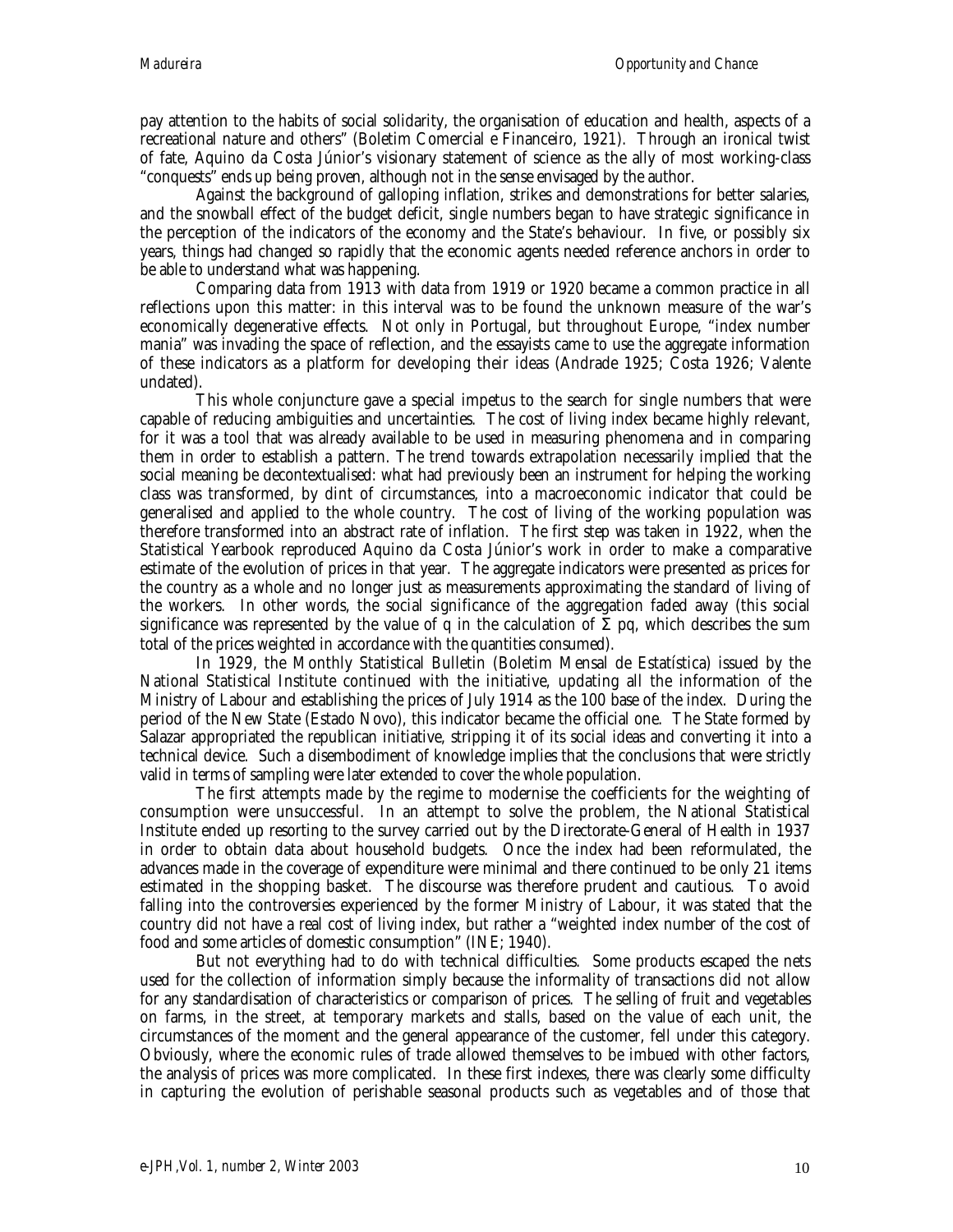pay attention to the habits of social solidarity, the organisation of education and health, aspects of a recreational nature and others" (Boletim Comercial e Financeiro, 1921). Through an ironical twist of fate, Aquino da Costa Júnior's visionary statement of science as the ally of most working-class "conquests" ends up being proven, although not in the sense envisaged by the author.

Against the background of galloping inflation, strikes and demonstrations for better salaries, and the snowball effect of the budget deficit, single numbers began to have strategic significance in the perception of the indicators of the economy and the State's behaviour. In five, or possibly six years, things had changed so rapidly that the economic agents needed reference anchors in order to be able to understand what was happening.

Comparing data from 1913 with data from 1919 or 1920 became a common practice in all reflections upon this matter: in this interval was to be found the unknown measure of the war's economically degenerative effects. Not only in Portugal, but throughout Europe, "index number mania" was invading the space of reflection, and the essayists came to use the aggregate information of these indicators as a platform for developing their ideas (Andrade 1925; Costa 1926; Valente undated).

This whole conjuncture gave a special impetus to the search for single numbers that were capable of reducing ambiguities and uncertainties. The cost of living index became highly relevant, for it was a tool that was already available to be used in measuring phenomena and in comparing them in order to establish a pattern. The trend towards extrapolation necessarily implied that the social meaning be decontextualised: what had previously been an instrument for helping the working class was transformed, by dint of circumstances, into a macroeconomic indicator that could be generalised and applied to the whole country. The cost of living of the working population was therefore transformed into an abstract rate of inflation. The first step was taken in 1922, when the Statistical Yearbook reproduced Aquino da Costa Júnior's work in order to make a comparative estimate of the evolution of prices in that year. The aggregate indicators were presented as prices for the country as a whole and no longer just as measurements approximating the standard of living of the workers. In other words, the social significance of the aggregation faded away (this social significance was represented by the value of q in the calculation of $\Sigma$ pq, which describes the sum total of the prices weighted in accordance with the quantities consumed).

In 1929, the Monthly Statistical Bulletin (Boletim Mensal de Estatística) issued by the National Statistical Institute continued with the initiative, updating all the information of the Ministry of Labour and establishing the prices of July 1914 as the 100 base of the index. During the period of the New State (Estado Novo), this indicator became the official one. The State formed by Salazar appropriated the republican initiative, stripping it of its social ideas and converting it into a technical device. Such a disembodiment of knowledge implies that the conclusions that were strictly valid in terms of sampling were later extended to cover the whole population.

The first attempts made by the regime to modernise the coefficients for the weighting of consumption were unsuccessful. In an attempt to solve the problem, the National Statistical Institute ended up resorting to the survey carried out by the Directorate-General of Health in 1937 in order to obtain data about household budgets. Once the index had been reformulated, the advances made in the coverage of expenditure were minimal and there continued to be only 21 items estimated in the shopping basket. The discourse was therefore prudent and cautious. To avoid falling into the controversies experienced by the former Ministry of Labour, it was stated that the country did not have a real cost of living index, but rather a "weighted index number of the cost of food and some articles of domestic consumption" (INE; 1940).

But not everything had to do with technical difficulties. Some products escaped the nets used for the collection of information simply because the informality of transactions did not allow for any standardisation of characteristics or comparison of prices. The selling of fruit and vegetables on farms, in the street, at temporary markets and stalls, based on the value of each unit, the circumstances of the moment and the general appearance of the customer, fell under this category. Obviously, where the economic rules of trade allowed themselves to be imbued with other factors, the analysis of prices was more complicated. In these first indexes, there was clearly some difficulty in capturing the evolution of perishable seasonal products such as vegetables and of those that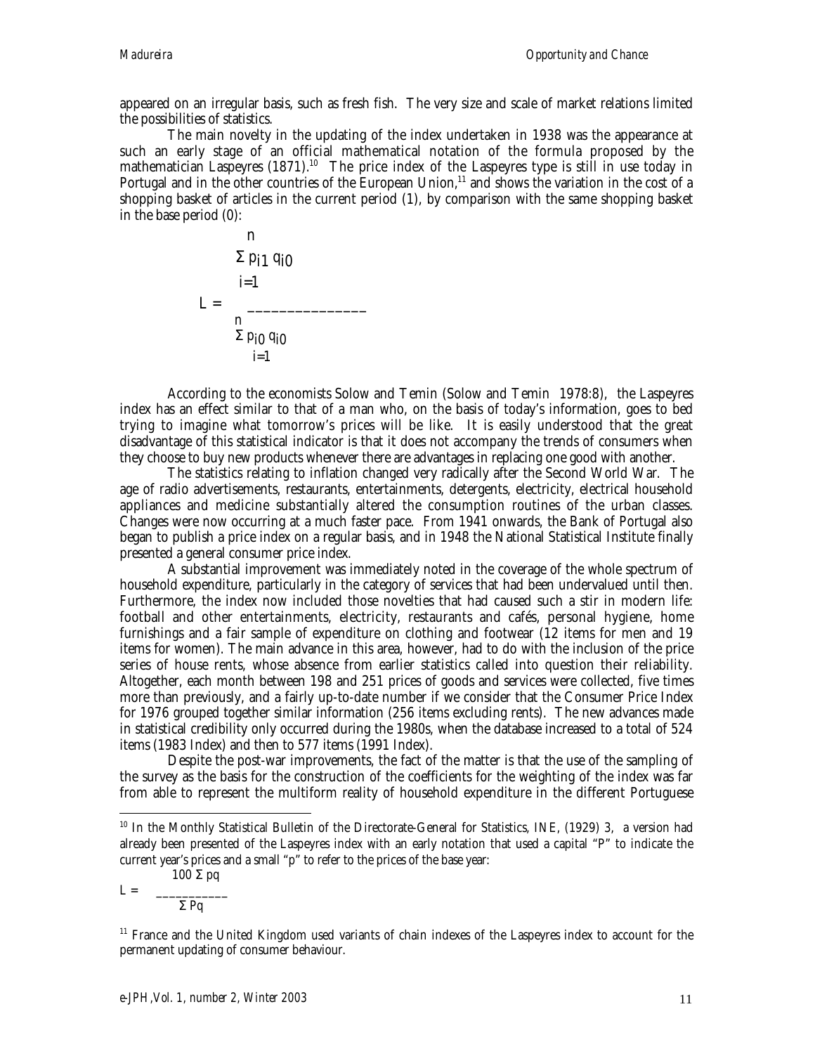appeared on an irregular basis, such as fresh fish. The very size and scale of market relations limited the possibilities of statistics.

The main novelty in the updating of the index undertaken in 1938 was the appearance at such an early stage of an official mathematical notation of the formula proposed by the mathematician Laspeyres (1871).[10] The price index of the Laspeyres type is still in use today in Portugal and in the other countries of the European Union,[11] and shows the variation in the cost of a shopping basket of articles in the current period (1), by comparison with the same shopping basket in the base period (0):

$$L = \frac{\sum_{i=1}^{n} p_{i1}\, q_{i0}}{\sum_{i=1}^{n} p_{i0}\, q_{i0}}$$

According to the economists Solow and Temin (Solow and Temin 1978:8), the Laspeyres index has an effect similar to that of a man who, on the basis of today's information, goes to bed trying to imagine what tomorrow's prices will be like. It is easily understood that the great disadvantage of this statistical indicator is that it does not accompany the trends of consumers when they choose to buy new products whenever there are advantages in replacing one good with another.

The statistics relating to inflation changed very radically after the Second World War. The age of radio advertisements, restaurants, entertainments, detergents, electricity, electrical household appliances and medicine substantially altered the consumption routines of the urban classes. Changes were now occurring at a much faster pace. From 1941 onwards, the Bank of Portugal also began to publish a price index on a regular basis, and in 1948 the National Statistical Institute finally presented a general consumer price index.

A substantial improvement was immediately noted in the coverage of the whole spectrum of household expenditure, particularly in the category of services that had been undervalued until then. Furthermore, the index now included those novelties that had caused such a stir in modern life: football and other entertainments, electricity, restaurants and cafés, personal hygiene, home furnishings and a fair sample of expenditure on clothing and footwear (12 items for men and 19 items for women). The main advance in this area, however, had to do with the inclusion of the price series of house rents, whose absence from earlier statistics called into question their reliability. Altogether, each month between 198 and 251 prices of goods and services were collected, five times more than previously, and a fairly up-to-date number if we consider that the Consumer Price Index for 1976 grouped together similar information (256 items excluding rents). The new advances made in statistical credibility only occurred during the 1980s, when the database increased to a total of 524 items (1983 Index) and then to 577 items (1991 Index).

Despite the post-war improvements, the fact of the matter is that the use of the sampling of the survey as the basis for the construction of the coefficients for the weighting of the index was far from able to represent the multiform reality of household expenditure in the different Portuguese

---

[10] In the Monthly Statistical Bulletin of the Directorate-General for Statistics, INE, (1929) 3, a version had already been presented of the Laspeyres index with an early notation that used a capital "P" to indicate the current year's prices and a small "p" to refer to the prices of the base year:

$$L = \frac{100 \sum pq}{\sum Pq}$$

[11] France and the United Kingdom used variants of chain indexes of the Laspeyres index to account for the permanent updating of consumer behaviour.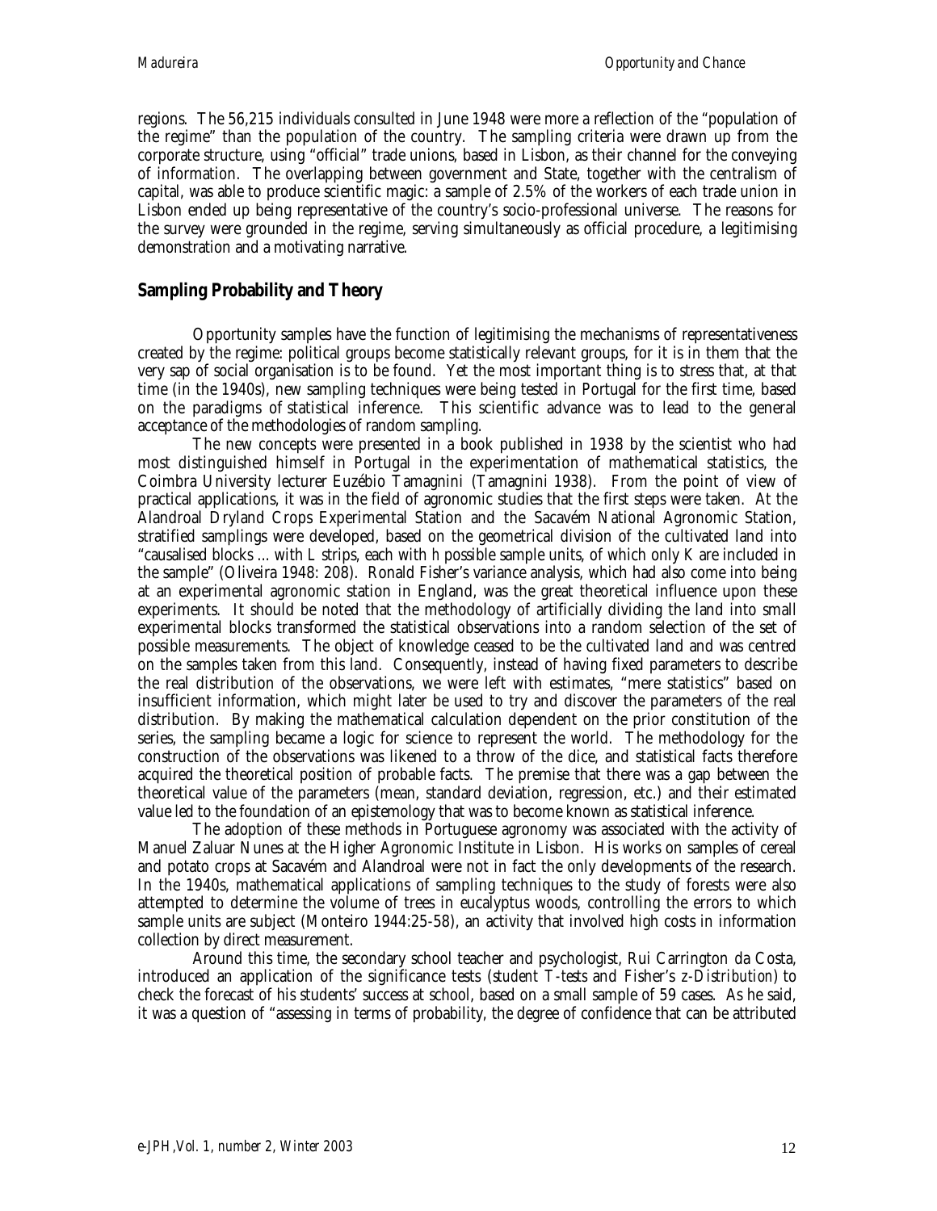regions. The 56,215 individuals consulted in June 1948 were more a reflection of the "population of the regime" than the population of the country. The sampling criteria were drawn up from the corporate structure, using "official" trade unions, based in Lisbon, as their channel for the conveying of information. The overlapping between government and State, together with the centralism of capital, was able to produce scientific magic: a sample of 2.5% of the workers of each trade union in Lisbon ended up being representative of the country's socio-professional universe. The reasons for the survey were grounded in the regime, serving simultaneously as official procedure, a legitimising demonstration and a motivating narrative.

## Sampling Probability and Theory

Opportunity samples have the function of legitimising the mechanisms of representativeness created by the regime: political groups become statistically relevant groups, for it is in them that the very sap of social organisation is to be found. Yet the most important thing is to stress that, at that time (in the 1940s), new sampling techniques were being tested in Portugal for the first time, based on the paradigms of statistical inference. This scientific advance was to lead to the general acceptance of the methodologies of random sampling.

The new concepts were presented in a book published in 1938 by the scientist who had most distinguished himself in Portugal in the experimentation of mathematical statistics, the Coimbra University lecturer Euzébio Tamagnini (Tamagnini 1938). From the point of view of practical applications, it was in the field of agronomic studies that the first steps were taken. At the Alandroal Dryland Crops Experimental Station and the Sacavém National Agronomic Station, stratified samplings were developed, based on the geometrical division of the cultivated land into "causalised blocks ... with L strips, each with h possible sample units, of which only K are included in the sample" (Oliveira 1948: 208). Ronald Fisher's variance analysis, which had also come into being at an experimental agronomic station in England, was the great theoretical influence upon these experiments. It should be noted that the methodology of artificially dividing the land into small experimental blocks transformed the statistical observations into a random selection of the set of possible measurements. The object of knowledge ceased to be the cultivated land and was centred on the samples taken from this land. Consequently, instead of having fixed parameters to describe the real distribution of the observations, we were left with estimates, "mere statistics" based on insufficient information, which might later be used to try and discover the parameters of the real distribution. By making the mathematical calculation dependent on the prior constitution of the series, the sampling became a logic for science to represent the world. The methodology for the construction of the observations was likened to a throw of the dice, and statistical facts therefore acquired the theoretical position of probable facts. The premise that there was a gap between the theoretical value of the parameters (mean, standard deviation, regression, etc.) and their estimated value led to the foundation of an epistemology that was to become known as statistical inference.

The adoption of these methods in Portuguese agronomy was associated with the activity of Manuel Zaluar Nunes at the Higher Agronomic Institute in Lisbon. His works on samples of cereal and potato crops at Sacavém and Alandroal were not in fact the only developments of the research. In the 1940s, mathematical applications of sampling techniques to the study of forests were also attempted to determine the volume of trees in eucalyptus woods, controlling the errors to which sample units are subject (Monteiro 1944:25-58), an activity that involved high costs in information collection by direct measurement.

Around this time, the secondary school teacher and psychologist, Rui Carrington da Costa, introduced an application of the significance tests (*student T-tests* and Fisher's *z-Distribution*) to check the forecast of his students' success at school, based on a small sample of 59 cases. As he said, it was a question of "assessing in terms of probability, the degree of confidence that can be attributed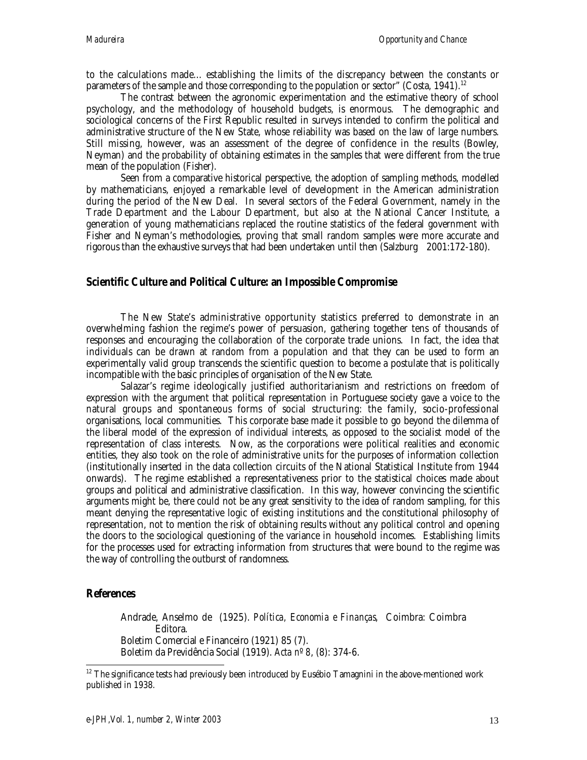to the calculations made… establishing the limits of the discrepancy between the constants or parameters of the sample and those corresponding to the population or sector" (Costa, 1941).[12]

The contrast between the agronomic experimentation and the estimative theory of school psychology, and the methodology of household budgets, is enormous. The demographic and sociological concerns of the First Republic resulted in surveys intended to confirm the political and administrative structure of the New State, whose reliability was based on the law of large numbers. Still missing, however, was an assessment of the degree of confidence in the results (Bowley, Neyman) and the probability of obtaining estimates in the samples that were different from the true mean of the population (Fisher).

Seen from a comparative historical perspective, the adoption of sampling methods, modelled by mathematicians, enjoyed a remarkable level of development in the American administration during the period of the New Deal. In several sectors of the Federal Government, namely in the Trade Department and the Labour Department, but also at the National Cancer Institute, a generation of young mathematicians replaced the routine statistics of the federal government with Fisher and Neyman's methodologies, proving that small random samples were more accurate and rigorous than the exhaustive surveys that had been undertaken until then (Salzburg 2001:172-180).

## Scientific Culture and Political Culture: an Impossible Compromise

The New State's administrative opportunity statistics preferred to demonstrate in an overwhelming fashion the regime's power of persuasion, gathering together tens of thousands of responses and encouraging the collaboration of the corporate trade unions. In fact, the idea that individuals can be drawn at random from a population and that they can be used to form an experimentally valid group transcends the scientific question to become a postulate that is politically incompatible with the basic principles of organisation of the New State.

Salazar's regime ideologically justified authoritarianism and restrictions on freedom of expression with the argument that political representation in Portuguese society gave a voice to the natural groups and spontaneous forms of social structuring: the family, socio-professional organisations, local communities. This corporate base made it possible to go beyond the dilemma of the liberal model of the expression of individual interests, as opposed to the socialist model of the representation of class interests. Now, as the corporations were political realities and economic entities, they also took on the role of administrative units for the purposes of information collection (institutionally inserted in the data collection circuits of the National Statistical Institute from 1944 onwards). The regime established a representativeness prior to the statistical choices made about groups and political and administrative classification. In this way, however convincing the scientific arguments might be, there could not be any great sensitivity to the idea of random sampling, for this meant denying the representative logic of existing institutions and the constitutional philosophy of representation, not to mention the risk of obtaining results without any political control and opening the doors to the sociological questioning of the variance in household incomes. Establishing limits for the processes used for extracting information from structures that were bound to the regime was the way of controlling the outburst of randomness.

## References

Andrade, Anselmo de (1925). *Política, Economia e Finanças*, Coimbra: Coimbra Editora.

Boletim Comercial e Financeiro (1921) 85 (7).

Boletim da Previdência Social (1919). *Acta nº 8*, (8): 374-6.

[12] The significance tests had previously been introduced by Eusébio Tamagnini in the above-mentioned work published in 1938.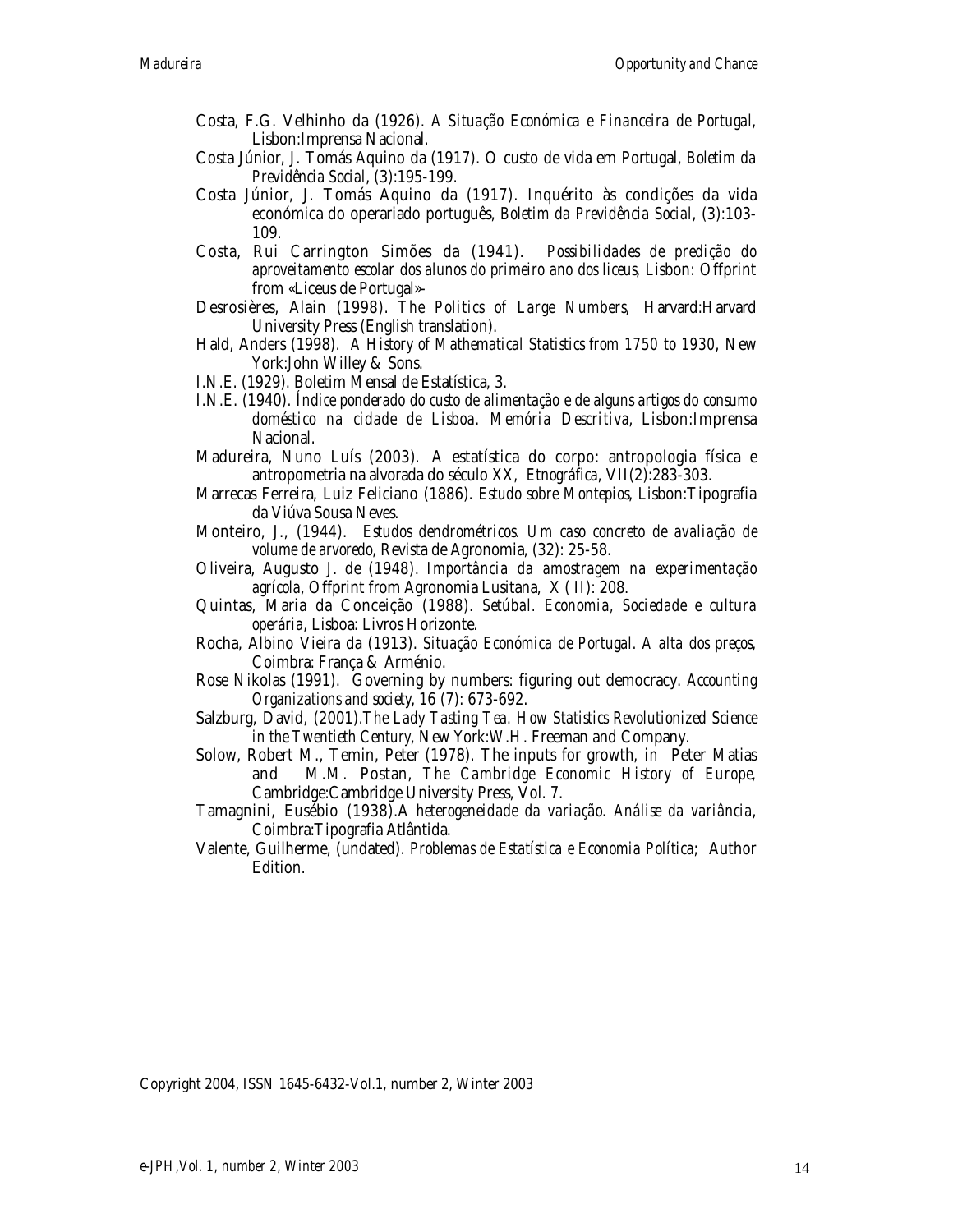Costa, F.G. Velhinho da (1926). *A Situação Económica e Financeira de Portugal*, Lisbon:Imprensa Nacional.

Costa Júnior, J. Tomás Aquino da (1917). O custo de vida em Portugal, *Boletim da Previdência Social*, (3):195-199.

Costa Júnior, J. Tomás Aquino da (1917). Inquérito às condições da vida económica do operariado português, *Boletim da Previdência Social*, (3):103-109.

Costa, Rui Carrington Simões da (1941). *Possibilidades de predição do aproveitamento escolar dos alunos do primeiro ano dos liceus*, Lisbon: Offprint from «Liceus de Portugal»-

Desrosières, Alain (1998). *The Politics of Large Numbers*, Harvard:Harvard University Press (English translation).

Hald, Anders (1998). *A History of Mathematical Statistics from 1750 to 1930*, New York:John Willey & Sons.

I.N.E. (1929). Boletim Mensal de Estatística, 3.

I.N.E. (1940). *Índice ponderado do custo de alimentação e de alguns artigos do consumo doméstico na cidade de Lisboa. Memória Descritiva*, Lisbon:Imprensa Nacional.

Madureira, Nuno Luís (2003). A estatística do corpo: antropologia física e antropometria na alvorada do século XX, *Etnográfica*, VII(2):283-303.

Marrecas Ferreira, Luiz Feliciano (1886). *Estudo sobre Montepios*, Lisbon:Tipografia da Viúva Sousa Neves.

Monteiro, J., (1944). *Estudos dendrométricos. Um caso concreto de avaliação de volume de arvoredo*, Revista de Agronomia, (32): 25-58.

Oliveira, Augusto J. de (1948). *Importância da amostragem na experimentação agrícola*, Offprint from Agronomia Lusitana, X ( II): 208.

Quintas, Maria da Conceição (1988). *Setúbal. Economia, Sociedade e cultura operária*, Lisboa: Livros Horizonte.

Rocha, Albino Vieira da (1913). *Situação Económica de Portugal. A alta dos preços*, Coimbra: França & Arménio.

Rose Nikolas (1991). Governing by numbers: figuring out democracy. *Accounting Organizations and society*, 16 (7): 673-692.

Salzburg, David, (2001).*The Lady Tasting Tea. How Statistics Revolutionized Science in the Twentieth Century*, New York:W.H. Freeman and Company.

Solow, Robert M., Temin, Peter (1978). The inputs for growth, *in* Peter Matias and M.M. Postan, *The Cambridge Economic History of Europe*, Cambridge:Cambridge University Press, Vol. 7.

Tamagnini, Eusébio (1938).*A heterogeneidade da variação. Análise da variância*, Coimbra:Tipografia Atlântida.

Valente, Guilherme, (undated). *Problemas de Estatística e Economia Política*; Author Edition.

Copyright 2004, ISSN 1645-6432-Vol.1, number 2, Winter 2003